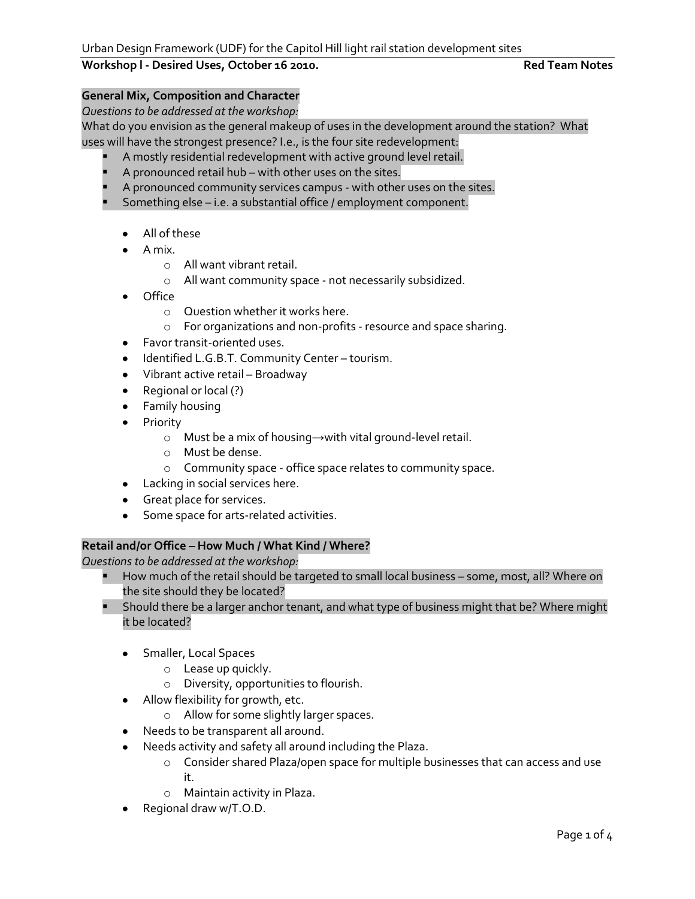Urban Design Framework (UDF) for the Capitol Hill light rail station development sites

**Workshop I - Desired Uses, October 16 2010. Red Team Notes**

**General Mix, Composition and Character**

*Questions to be addressed at the workshop:*

What do you envision as the general makeup of uses in the development around the station? What uses will have the strongest presence? I.e., is the four site redevelopment:

- A mostly residential redevelopment with active ground level retail.
- A pronounced retail hub – with other uses on the sites.
- A pronounced community services campus - with other uses on the sites.
- Something else – i.e. a substantial office / employment component.

- All of these
- A mix.
  - All want vibrant retail.
  - All want community space - not necessarily subsidized.
- Office
  - Question whether it works here.
  - For organizations and non-profits - resource and space sharing.
- Favor transit-oriented uses.
- Identified L.G.B.T. Community Center – tourism.
- Vibrant active retail – Broadway
- Regional or local (?)
- Family housing
- Priority
  - Must be a mix of housing→with vital ground-level retail.
  - Must be dense.
  - Community space - office space relates to community space.
- Lacking in social services here.
- Great place for services.
- Some space for arts-related activities.

**Retail and/or Office – How Much / What Kind / Where?**

*Questions to be addressed at the workshop:*

- How much of the retail should be targeted to small local business – some, most, all? Where on the site should they be located?
- Should there be a larger anchor tenant, and what type of business might that be? Where might it be located?

- Smaller, Local Spaces
  - Lease up quickly.
  - Diversity, opportunities to flourish.
- Allow flexibility for growth, etc.
  - Allow for some slightly larger spaces.
- Needs to be transparent all around.
- Needs activity and safety all around including the Plaza.
  - Consider shared Plaza/open space for multiple businesses that can access and use it.
  - Maintain activity in Plaza.
- Regional draw w/T.O.D.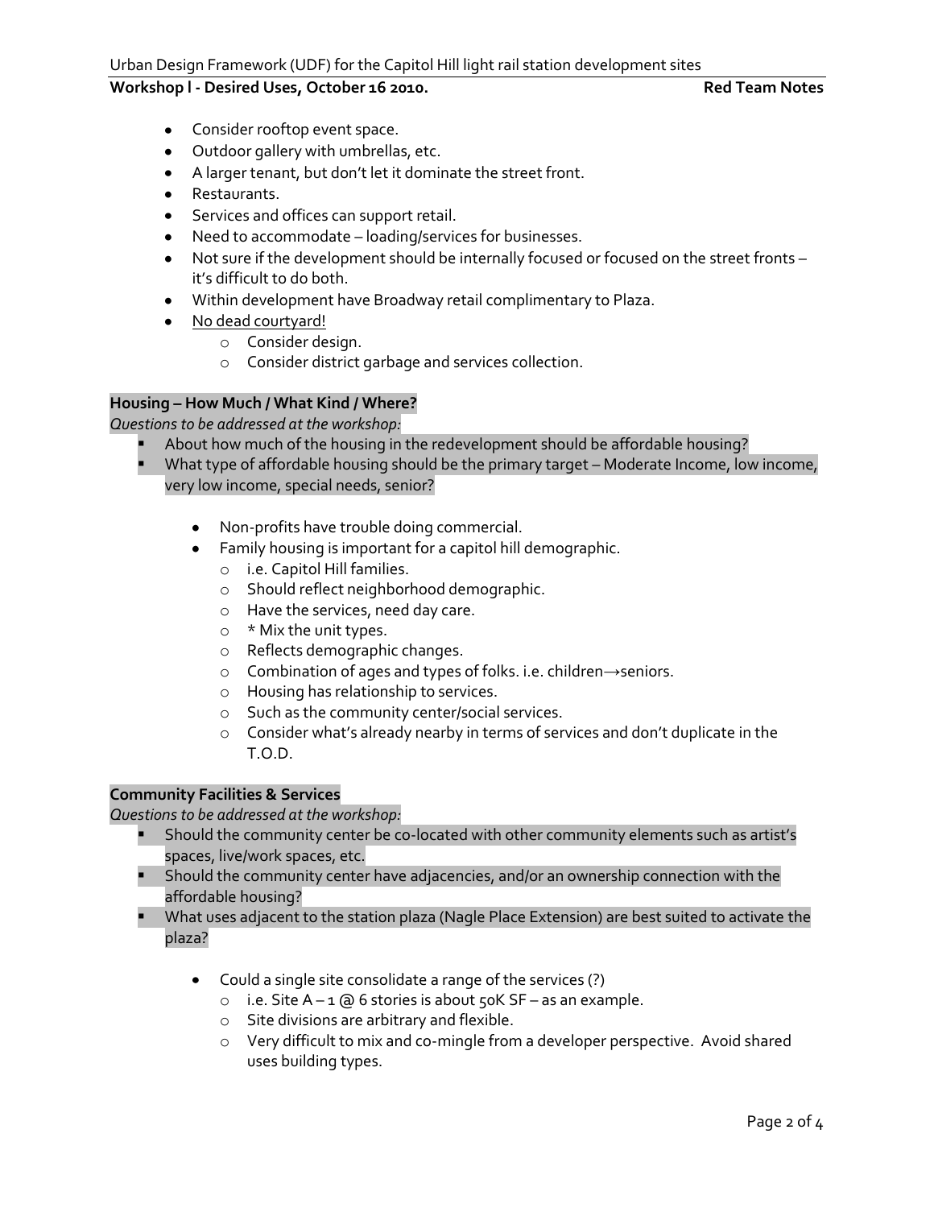- Consider rooftop event space.
- Outdoor gallery with umbrellas, etc.
- A larger tenant, but don't let it dominate the street front.
- Restaurants.
- Services and offices can support retail.
- Need to accommodate – loading/services for businesses.
- Not sure if the development should be internally focused or focused on the street fronts – it's difficult to do both.
- Within development have Broadway retail complimentary to Plaza.
- <u>No dead courtyard!</u>
  - Consider design.
  - Consider district garbage and services collection.

**Housing – How Much / What Kind / Where?**

*Questions to be addressed at the workshop:*

- About how much of the housing in the redevelopment should be affordable housing?
- What type of affordable housing should be the primary target – Moderate Income, low income, very low income, special needs, senior?

  - Non-profits have trouble doing commercial.
  - Family housing is important for a capitol hill demographic.
    - i.e. Capitol Hill families.
    - Should reflect neighborhood demographic.
    - Have the services, need day care.
    - * Mix the unit types.
    - Reflects demographic changes.
    - Combination of ages and types of folks. i.e. children→seniors.
    - Housing has relationship to services.
    - Such as the community center/social services.
    - Consider what's already nearby in terms of services and don't duplicate in the T.O.D.

**Community Facilities & Services**

*Questions to be addressed at the workshop:*

- Should the community center be co-located with other community elements such as artist's spaces, live/work spaces, etc.
- Should the community center have adjacencies, and/or an ownership connection with the affordable housing?
- What uses adjacent to the station plaza (Nagle Place Extension) are best suited to activate the plaza?

  - Could a single site consolidate a range of the services (?)
    - i.e. Site A – 1 @ 6 stories is about 50K SF – as an example.
    - Site divisions are arbitrary and flexible.
    - Very difficult to mix and co-mingle from a developer perspective. Avoid shared uses building types.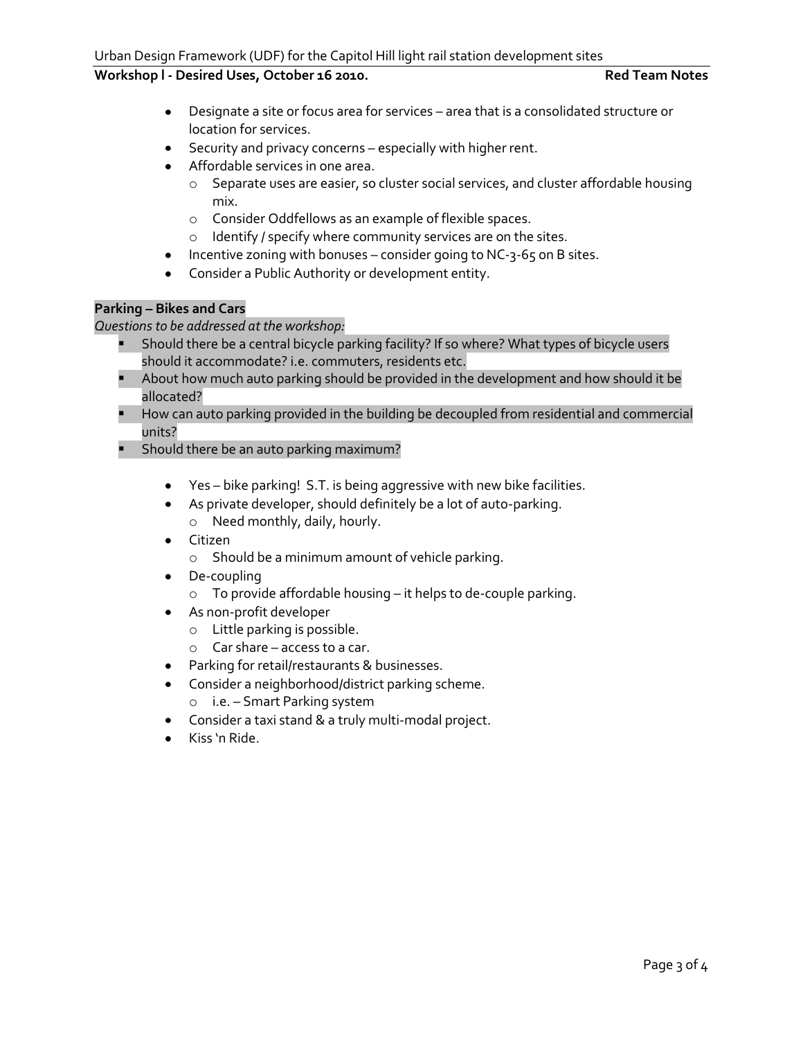- Designate a site or focus area for services – area that is a consolidated structure or location for services.
- Security and privacy concerns – especially with higher rent.
- Affordable services in one area.
    - Separate uses are easier, so cluster social services, and cluster affordable housing mix.
    - Consider Oddfellows as an example of flexible spaces.
    - Identify / specify where community services are on the sites.
- Incentive zoning with bonuses – consider going to NC-3-65 on B sites.
- Consider a Public Authority or development entity.

**Parking – Bikes and Cars**

*Questions to be addressed at the workshop:*

- Should there be a central bicycle parking facility? If so where? What types of bicycle users should it accommodate? i.e. commuters, residents etc.
- About how much auto parking should be provided in the development and how should it be allocated?
- How can auto parking provided in the building be decoupled from residential and commercial units?
- Should there be an auto parking maximum?

- Yes – bike parking! S.T. is being aggressive with new bike facilities.
- As private developer, should definitely be a lot of auto-parking.
    - Need monthly, daily, hourly.
- Citizen
    - Should be a minimum amount of vehicle parking.
- De-coupling
    - To provide affordable housing – it helps to de-couple parking.
- As non-profit developer
    - Little parking is possible.
    - Car share – access to a car.
- Parking for retail/restaurants & businesses.
- Consider a neighborhood/district parking scheme.
    - i.e. – Smart Parking system
- Consider a taxi stand & a truly multi-modal project.
- Kiss 'n Ride.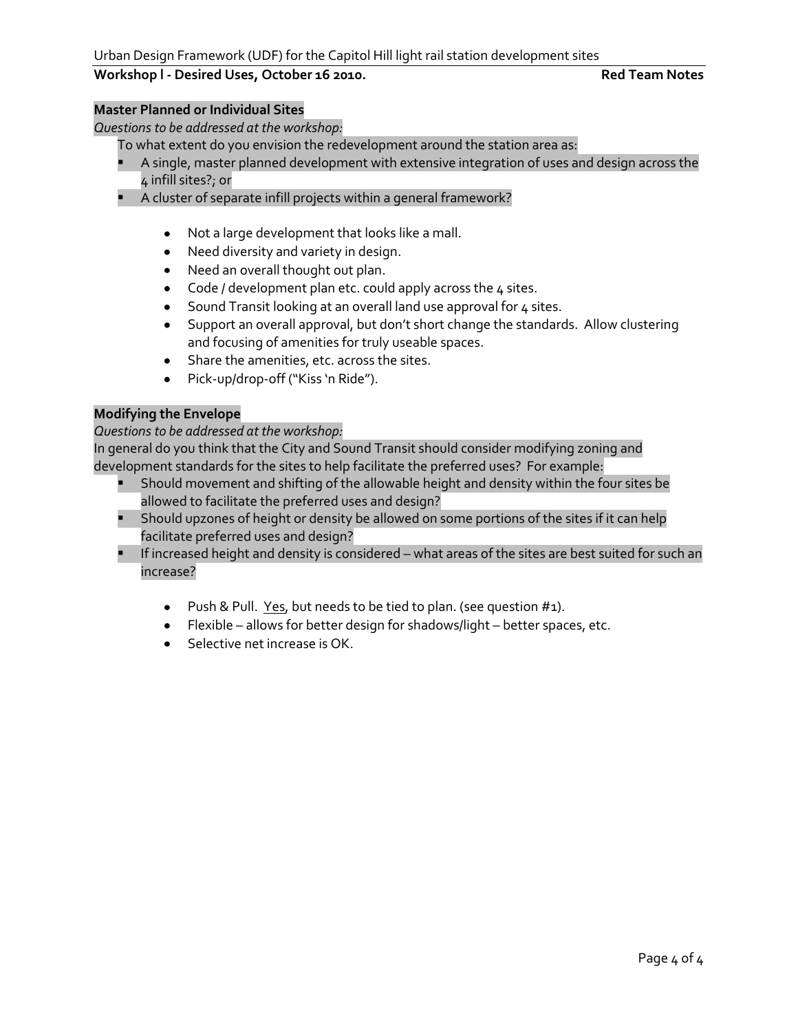**Master Planned or Individual Sites**

*Questions to be addressed at the workshop:*

To what extent do you envision the redevelopment around the station area as:

- A single, master planned development with extensive integration of uses and design across the 4 infill sites?; or
- A cluster of separate infill projects within a general framework?

  - Not a large development that looks like a mall.
  - Need diversity and variety in design.
  - Need an overall thought out plan.
  - Code / development plan etc. could apply across the 4 sites.
  - Sound Transit looking at an overall land use approval for 4 sites.
  - Support an overall approval, but don't short change the standards. Allow clustering and focusing of amenities for truly useable spaces.
  - Share the amenities, etc. across the sites.
  - Pick-up/drop-off ("Kiss 'n Ride").

**Modifying the Envelope**

*Questions to be addressed at the workshop:*

In general do you think that the City and Sound Transit should consider modifying zoning and development standards for the sites to help facilitate the preferred uses? For example:

- Should movement and shifting of the allowable height and density within the four sites be allowed to facilitate the preferred uses and design?
- Should upzones of height or density be allowed on some portions of the sites if it can help facilitate preferred uses and design?
- If increased height and density is considered – what areas of the sites are best suited for such an increase?

  - Push & Pull. Yes, but needs to be tied to plan. (see question #1).
  - Flexible – allows for better design for shadows/light – better spaces, etc.
  - Selective net increase is OK.